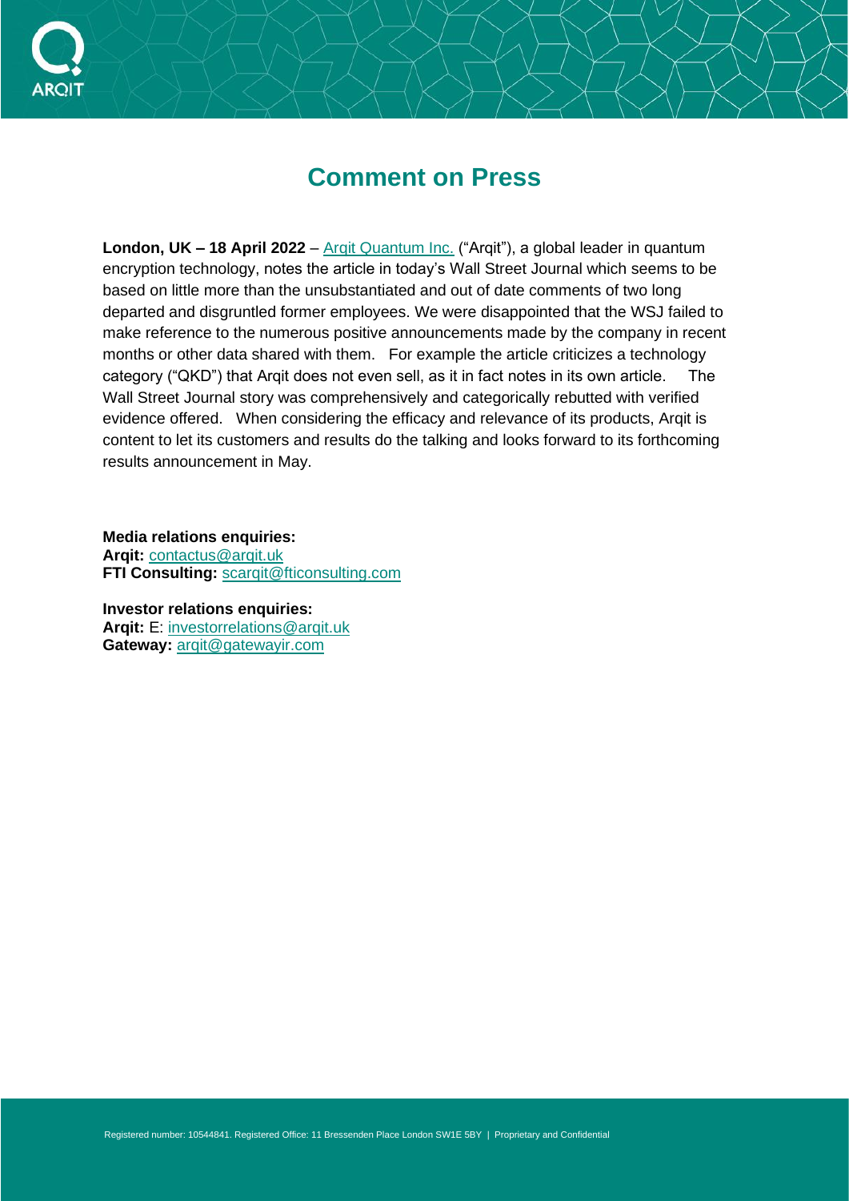# Comment on Press

**London, UK – 18 April 2022** – [Arqit Quantum Inc.](#) ("Arqit"), a global leader in quantum encryption technology, notes the article in today's Wall Street Journal which seems to be based on little more than the unsubstantiated and out of date comments of two long departed and disgruntled former employees. We were disappointed that the WSJ failed to make reference to the numerous positive announcements made by the company in recent months or other data shared with them. For example the article criticizes a technology category ("QKD") that Arqit does not even sell, as it in fact notes in its own article. The Wall Street Journal story was comprehensively and categorically rebutted with verified evidence offered. When considering the efficacy and relevance of its products, Arqit is content to let its customers and results do the talking and looks forward to its forthcoming results announcement in May.

**Media relations enquiries:**
**Arqit:** contactus@arqit.uk
**FTI Consulting:** scarqit@fticonsulting.com

**Investor relations enquiries:**
**Arqit:** E: investorrelations@arqit.uk
**Gateway:** arqit@gatewayir.com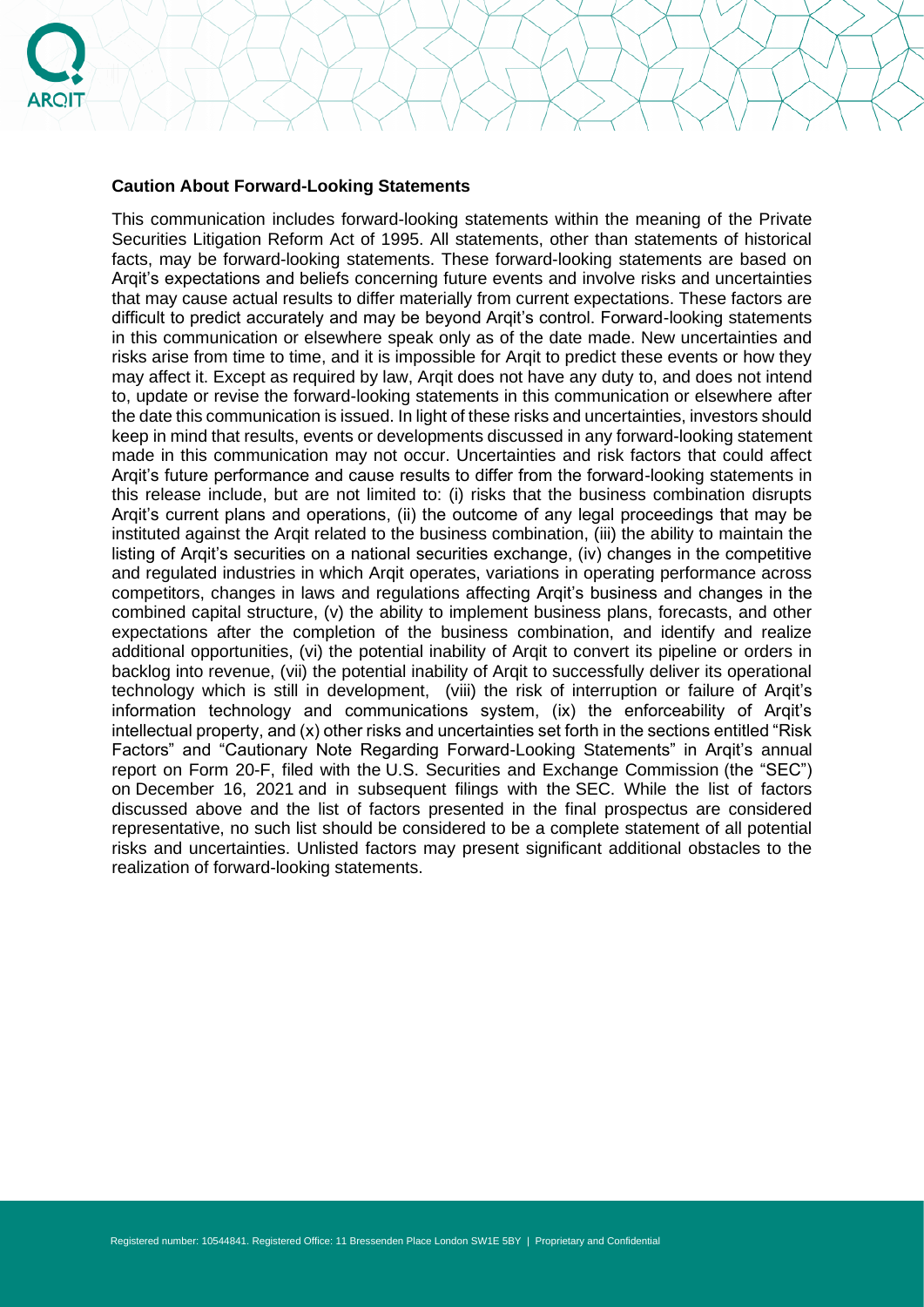**Caution About Forward-Looking Statements**

This communication includes forward-looking statements within the meaning of the Private Securities Litigation Reform Act of 1995. All statements, other than statements of historical facts, may be forward-looking statements. These forward-looking statements are based on Arqit's expectations and beliefs concerning future events and involve risks and uncertainties that may cause actual results to differ materially from current expectations. These factors are difficult to predict accurately and may be beyond Arqit's control. Forward-looking statements in this communication or elsewhere speak only as of the date made. New uncertainties and risks arise from time to time, and it is impossible for Arqit to predict these events or how they may affect it. Except as required by law, Arqit does not have any duty to, and does not intend to, update or revise the forward-looking statements in this communication or elsewhere after the date this communication is issued. In light of these risks and uncertainties, investors should keep in mind that results, events or developments discussed in any forward-looking statement made in this communication may not occur. Uncertainties and risk factors that could affect Arqit's future performance and cause results to differ from the forward-looking statements in this release include, but are not limited to: (i) risks that the business combination disrupts Arqit's current plans and operations, (ii) the outcome of any legal proceedings that may be instituted against the Arqit related to the business combination, (iii) the ability to maintain the listing of Arqit's securities on a national securities exchange, (iv) changes in the competitive and regulated industries in which Arqit operates, variations in operating performance across competitors, changes in laws and regulations affecting Arqit's business and changes in the combined capital structure, (v) the ability to implement business plans, forecasts, and other expectations after the completion of the business combination, and identify and realize additional opportunities, (vi) the potential inability of Arqit to convert its pipeline or orders in backlog into revenue, (vii) the potential inability of Arqit to successfully deliver its operational technology which is still in development, (viii) the risk of interruption or failure of Arqit's information technology and communications system, (ix) the enforceability of Arqit's intellectual property, and (x) other risks and uncertainties set forth in the sections entitled "Risk Factors" and "Cautionary Note Regarding Forward-Looking Statements" in Arqit's annual report on Form 20-F, filed with the U.S. Securities and Exchange Commission (the "SEC") on December 16, 2021 and in subsequent filings with the SEC. While the list of factors discussed above and the list of factors presented in the final prospectus are considered representative, no such list should be considered to be a complete statement of all potential risks and uncertainties. Unlisted factors may present significant additional obstacles to the realization of forward-looking statements.